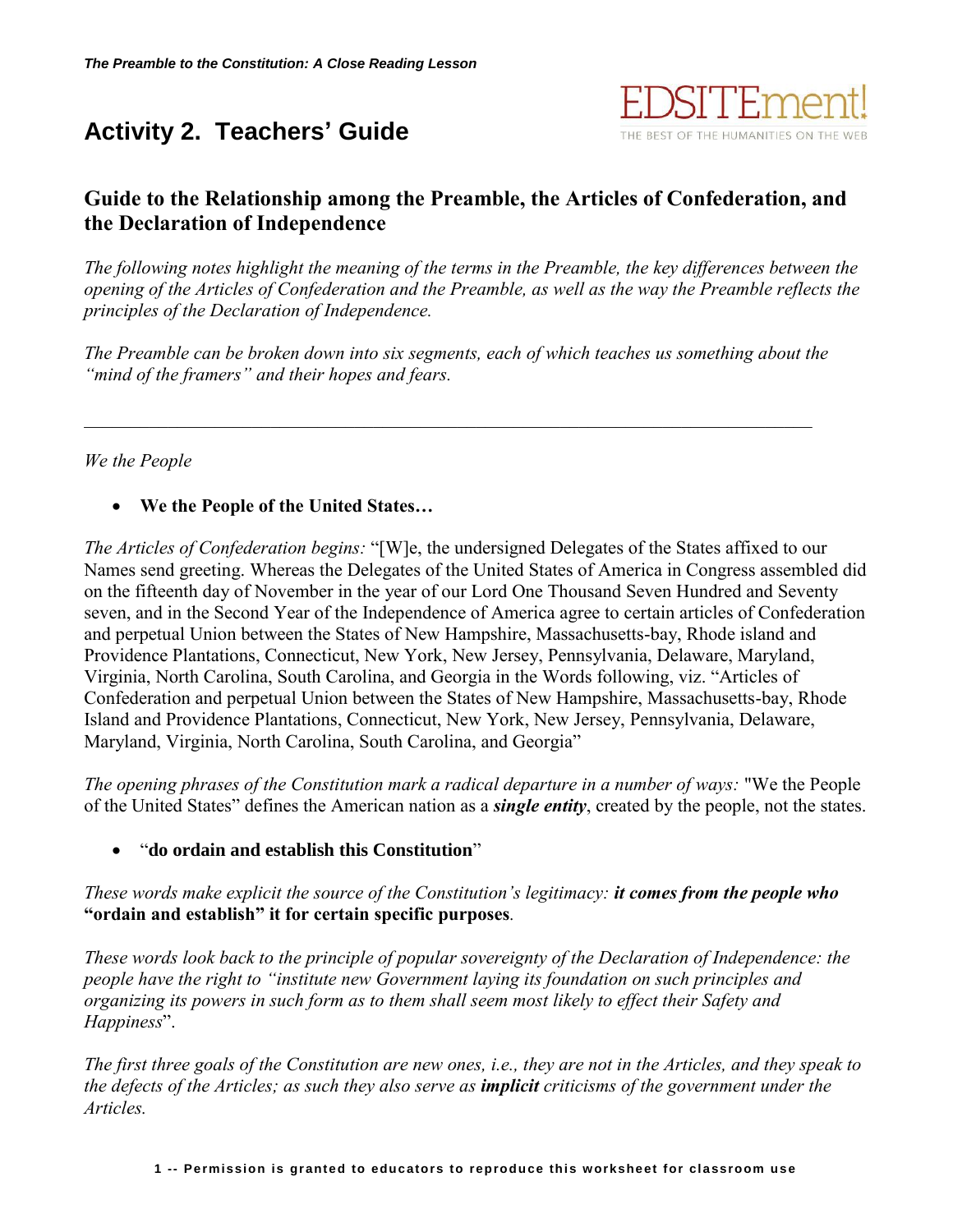# Activity 2. Teachers' Guide

## Guide to the Relationship among the Preamble, the Articles of Confederation, and the Declaration of Independence

*The following notes highlight the meaning of the terms in the Preamble, the key differences between the opening of the Articles of Confederation and the Preamble, as well as the way the Preamble reflects the principles of the Declaration of Independence.*

*The Preamble can be broken down into six segments, each of which teaches us something about the "mind of the framers" and their hopes and fears.*

---

*We the People*

- **We the People of the United States…**

*The Articles of Confederation begins:* "[W]e, the undersigned Delegates of the States affixed to our Names send greeting. Whereas the Delegates of the United States of America in Congress assembled did on the fifteenth day of November in the year of our Lord One Thousand Seven Hundred and Seventy seven, and in the Second Year of the Independence of America agree to certain articles of Confederation and perpetual Union between the States of New Hampshire, Massachusetts-bay, Rhode island and Providence Plantations, Connecticut, New York, New Jersey, Pennsylvania, Delaware, Maryland, Virginia, North Carolina, South Carolina, and Georgia in the Words following, viz. "Articles of Confederation and perpetual Union between the States of New Hampshire, Massachusetts-bay, Rhode Island and Providence Plantations, Connecticut, New York, New Jersey, Pennsylvania, Delaware, Maryland, Virginia, North Carolina, South Carolina, and Georgia"

*The opening phrases of the Constitution mark a radical departure in a number of ways:* "We the People of the United States" defines the American nation as a ***single entity***, created by the people, not the states.

- "**do ordain and establish this Constitution**"

*These words make explicit the source of the Constitution's legitimacy:* ***it comes from the people who*** **"ordain and establish" it for certain specific purposes**.

*These words look back to the principle of popular sovereignty of the Declaration of Independence: the people have the right to "institute new Government laying its foundation on such principles and organizing its powers in such form as to them shall seem most likely to effect their Safety and Happiness*".

*The first three goals of the Constitution are new ones, i.e., they are not in the Articles, and they speak to the defects of the Articles; as such they also serve as* ***implicit*** *criticisms of the government under the Articles.*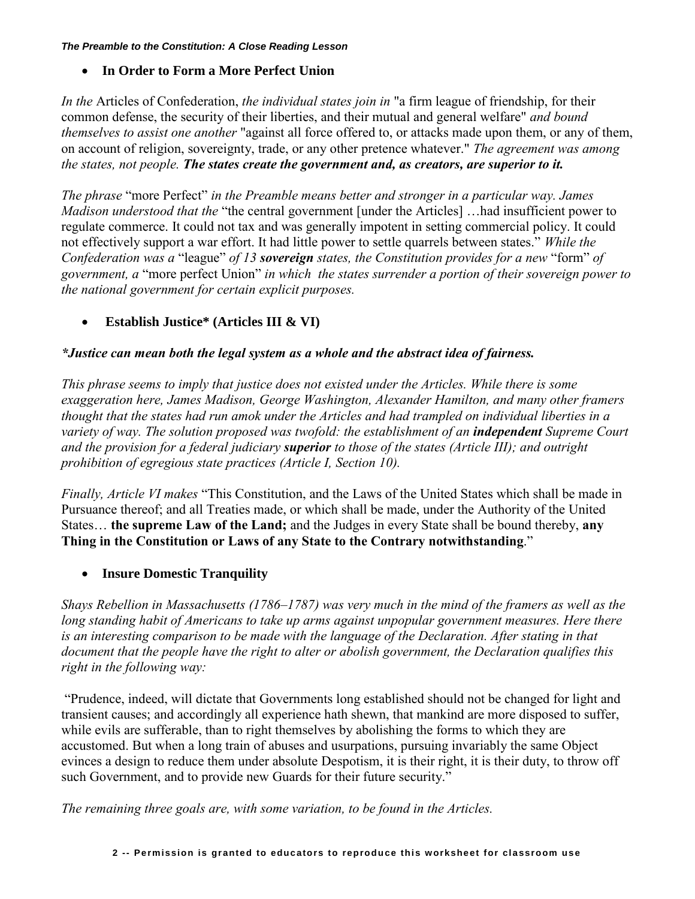- **In Order to Form a More Perfect Union**

*In the* Articles of Confederation, *the individual states join in* "a firm league of friendship, for their common defense, the security of their liberties, and their mutual and general welfare" *and bound themselves to assist one another* "against all force offered to, or attacks made upon them, or any of them, on account of religion, sovereignty, trade, or any other pretence whatever." *The agreement was among the states, not people.* ***The states create the government and, as creators, are superior to it.***

*The phrase* "more Perfect" *in the Preamble means better and stronger in a particular way. James Madison understood that the* "the central government [under the Articles] …had insufficient power to regulate commerce. It could not tax and was generally impotent in setting commercial policy. It could not effectively support a war effort. It had little power to settle quarrels between states." *While the Confederation was a* "league" *of 13* ***sovereign*** *states, the Constitution provides for a new* "form" *of government, a* "more perfect Union" *in which the states surrender a portion of their sovereign power to the national government for certain explicit purposes.*

- **Establish Justice* (Articles III & VI)**

***Justice can mean both the legal system as a whole and the abstract idea of fairness.***

*This phrase seems to imply that justice does not existed under the Articles. While there is some exaggeration here, James Madison, George Washington, Alexander Hamilton, and many other framers thought that the states had run amok under the Articles and had trampled on individual liberties in a variety of way. The solution proposed was twofold: the establishment of an* ***independent*** *Supreme Court and the provision for a federal judiciary* ***superior*** *to those of the states (Article III); and outright prohibition of egregious state practices (Article I, Section 10).*

*Finally, Article VI makes* "This Constitution, and the Laws of the United States which shall be made in Pursuance thereof; and all Treaties made, or which shall be made, under the Authority of the United States… **the supreme Law of the Land;** and the Judges in every State shall be bound thereby, **any Thing in the Constitution or Laws of any State to the Contrary notwithstanding**."

- **Insure Domestic Tranquility**

*Shays Rebellion in Massachusetts (1786–1787) was very much in the mind of the framers as well as the long standing habit of Americans to take up arms against unpopular government measures. Here there is an interesting comparison to be made with the language of the Declaration. After stating in that document that the people have the right to alter or abolish government, the Declaration qualifies this right in the following way:*

"Prudence, indeed, will dictate that Governments long established should not be changed for light and transient causes; and accordingly all experience hath shewn, that mankind are more disposed to suffer, while evils are sufferable, than to right themselves by abolishing the forms to which they are accustomed. But when a long train of abuses and usurpations, pursuing invariably the same Object evinces a design to reduce them under absolute Despotism, it is their right, it is their duty, to throw off such Government, and to provide new Guards for their future security."

*The remaining three goals are, with some variation, to be found in the Articles.*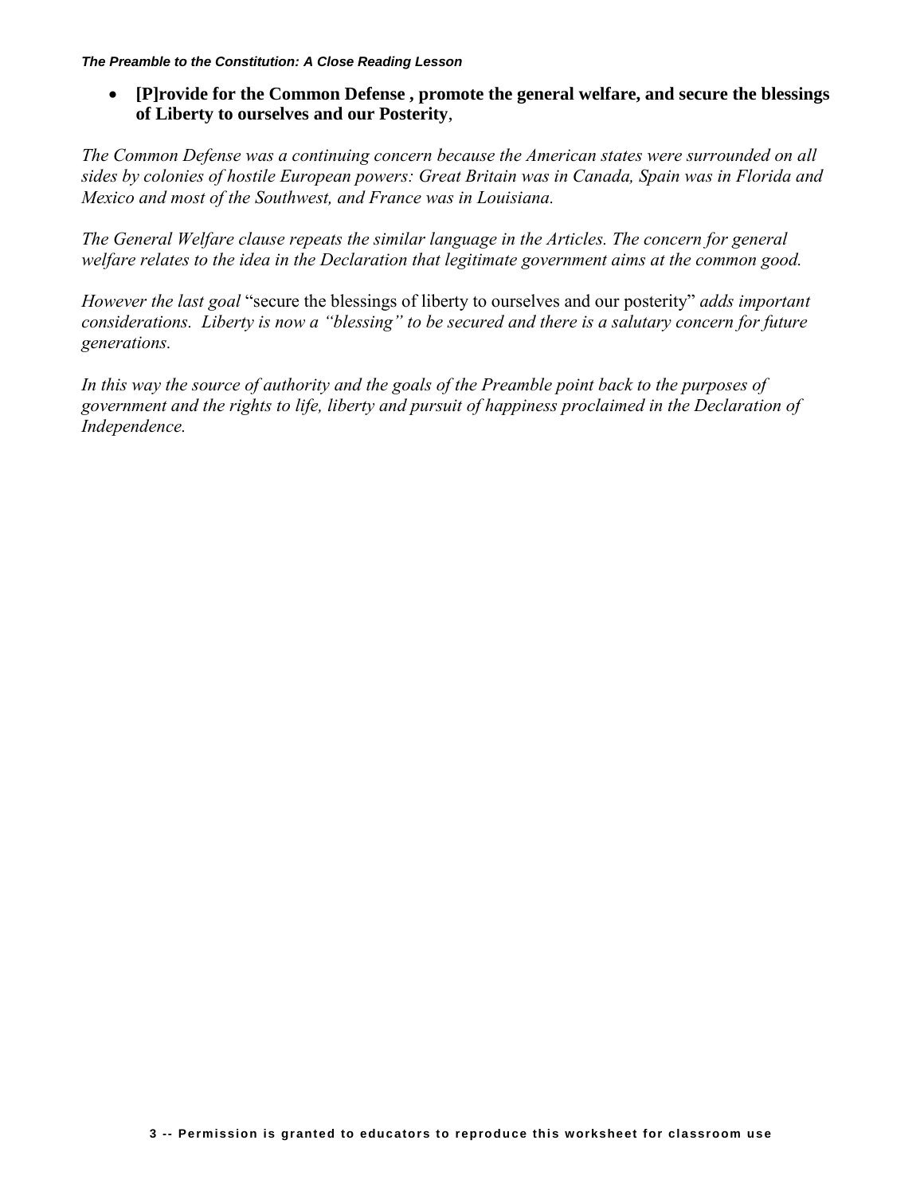- **[P]rovide for the Common Defense , promote the general welfare, and secure the blessings of Liberty to ourselves and our Posterity**,

*The Common Defense was a continuing concern because the American states were surrounded on all sides by colonies of hostile European powers: Great Britain was in Canada, Spain was in Florida and Mexico and most of the Southwest, and France was in Louisiana.*

*The General Welfare clause repeats the similar language in the Articles. The concern for general welfare relates to the idea in the Declaration that legitimate government aims at the common good.*

*However the last goal* "secure the blessings of liberty to ourselves and our posterity" *adds important considerations. Liberty is now a "blessing" to be secured and there is a salutary concern for future generations.*

*In this way the source of authority and the goals of the Preamble point back to the purposes of government and the rights to life, liberty and pursuit of happiness proclaimed in the Declaration of Independence.*

Permission is granted to educators to reproduce this worksheet for classroom use